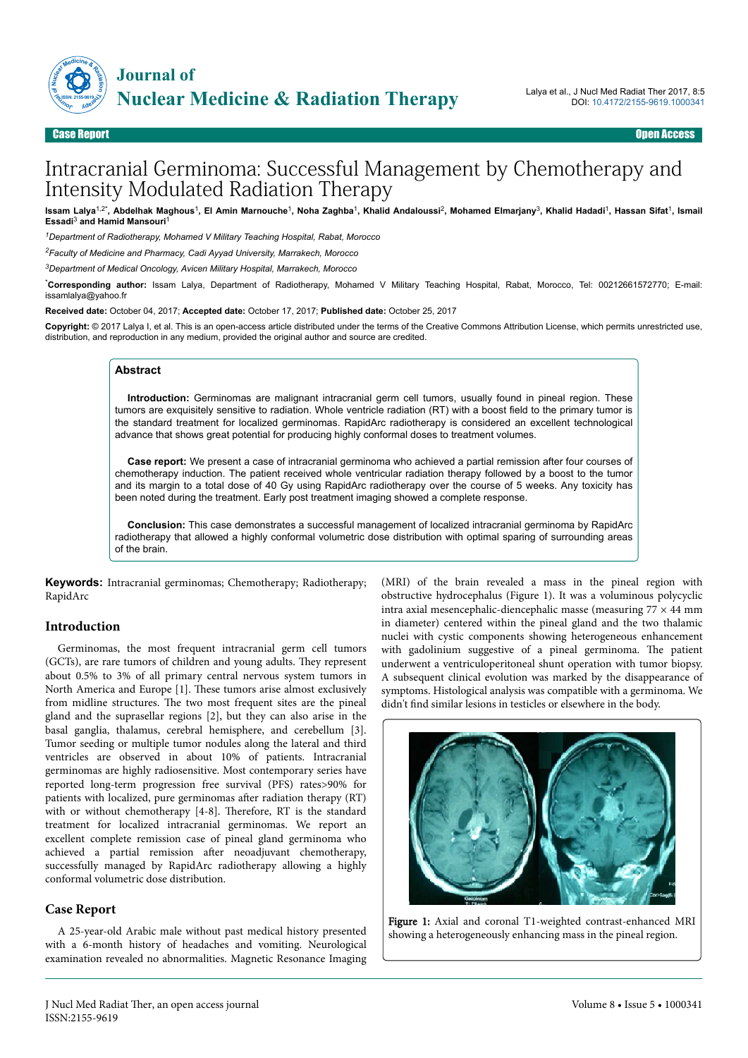# Intracranial Germinoma: Successful Management by Chemotherapy and Intensity Modulated Radiation Therapy

**Issam Lalya[1,2*], Abdelhak Maghous[1], El Amin Marnouche[1], Noha Zaghba[1], Khalid Andaloussi[2], Mohamed Elmarjany[3], Khalid Hadadi[1], Hassan Sifat[1], Ismail Essadi[3] and Hamid Mansouri[1]**

[1]*Department of Radiotherapy, Mohamed V Military Teaching Hospital, Rabat, Morocco*

[2]*Faculty of Medicine and Pharmacy, Cadi Ayyad University, Marrakech, Morocco*

[3]*Department of Medical Oncology, Avicen Military Hospital, Marrakech, Morocco*

[*]**Corresponding author:** Issam Lalya, Department of Radiotherapy, Mohamed V Military Teaching Hospital, Rabat, Morocco, Tel: 00212661572770; E-mail: issamlalya@yahoo.fr

**Received date:** October 04, 2017; **Accepted date:** October 17, 2017; **Published date:** October 25, 2017

**Copyright:** © 2017 Lalya I, et al. This is an open-access article distributed under the terms of the Creative Commons Attribution License, which permits unrestricted use, distribution, and reproduction in any medium, provided the original author and source are credited.

## Abstract

**Introduction:** Germinomas are malignant intracranial germ cell tumors, usually found in pineal region. These tumors are exquisitely sensitive to radiation. Whole ventricle radiation (RT) with a boost field to the primary tumor is the standard treatment for localized germinomas. RapidArc radiotherapy is considered an excellent technological advance that shows great potential for producing highly conformal doses to treatment volumes.

**Case report:** We present a case of intracranial germinoma who achieved a partial remission after four courses of chemotherapy induction. The patient received whole ventricular radiation therapy followed by a boost to the tumor and its margin to a total dose of 40 Gy using RapidArc radiotherapy over the course of 5 weeks. Any toxicity has been noted during the treatment. Early post treatment imaging showed a complete response.

**Conclusion:** This case demonstrates a successful management of localized intracranial germinoma by RapidArc radiotherapy that allowed a highly conformal volumetric dose distribution with optimal sparing of surrounding areas of the brain.

**Keywords:** Intracranial germinomas; Chemotherapy; Radiotherapy; RapidArc

## Introduction

Germinomas, the most frequent intracranial germ cell tumors (GCTs), are rare tumors of children and young adults. They represent about 0.5% to 3% of all primary central nervous system tumors in North America and Europe [1]. These tumors arise almost exclusively from midline structures. The two most frequent sites are the pineal gland and the suprasellar regions [2], but they can also arise in the basal ganglia, thalamus, cerebral hemisphere, and cerebellum [3]. Tumor seeding or multiple tumor nodules along the lateral and third ventricles are observed in about 10% of patients. Intracranial germinomas are highly radiosensitive. Most contemporary series have reported long-term progression free survival (PFS) rates>90% for patients with localized, pure germinomas after radiation therapy (RT) with or without chemotherapy [4-8]. Therefore, RT is the standard treatment for localized intracranial germinomas. We report an excellent complete remission case of pineal gland germinoma who achieved a partial remission after neoadjuvant chemotherapy, successfully managed by RapidArc radiotherapy allowing a highly conformal volumetric dose distribution.

## Case Report

A 25-year-old Arabic male without past medical history presented with a 6-month history of headaches and vomiting. Neurological examination revealed no abnormalities. Magnetic Resonance Imaging (MRI) of the brain revealed a mass in the pineal region with obstructive hydrocephalus (Figure 1). It was a voluminous polycyclic intra axial mesencephalic-diencephalic masse (measuring 77 × 44 mm in diameter) centered within the pineal gland and the two thalamic nuclei with cystic components showing heterogeneous enhancement with gadolinium suggestive of a pineal germinoma. The patient underwent a ventriculoperitoneal shunt operation with tumor biopsy. A subsequent clinical evolution was marked by the disappearance of symptoms. Histological analysis was compatible with a germinoma. We didn't find similar lesions in testicles or elsewhere in the body.

**Figure 1:** Axial and coronal T1-weighted contrast-enhanced MRI showing a heterogeneously enhancing mass in the pineal region.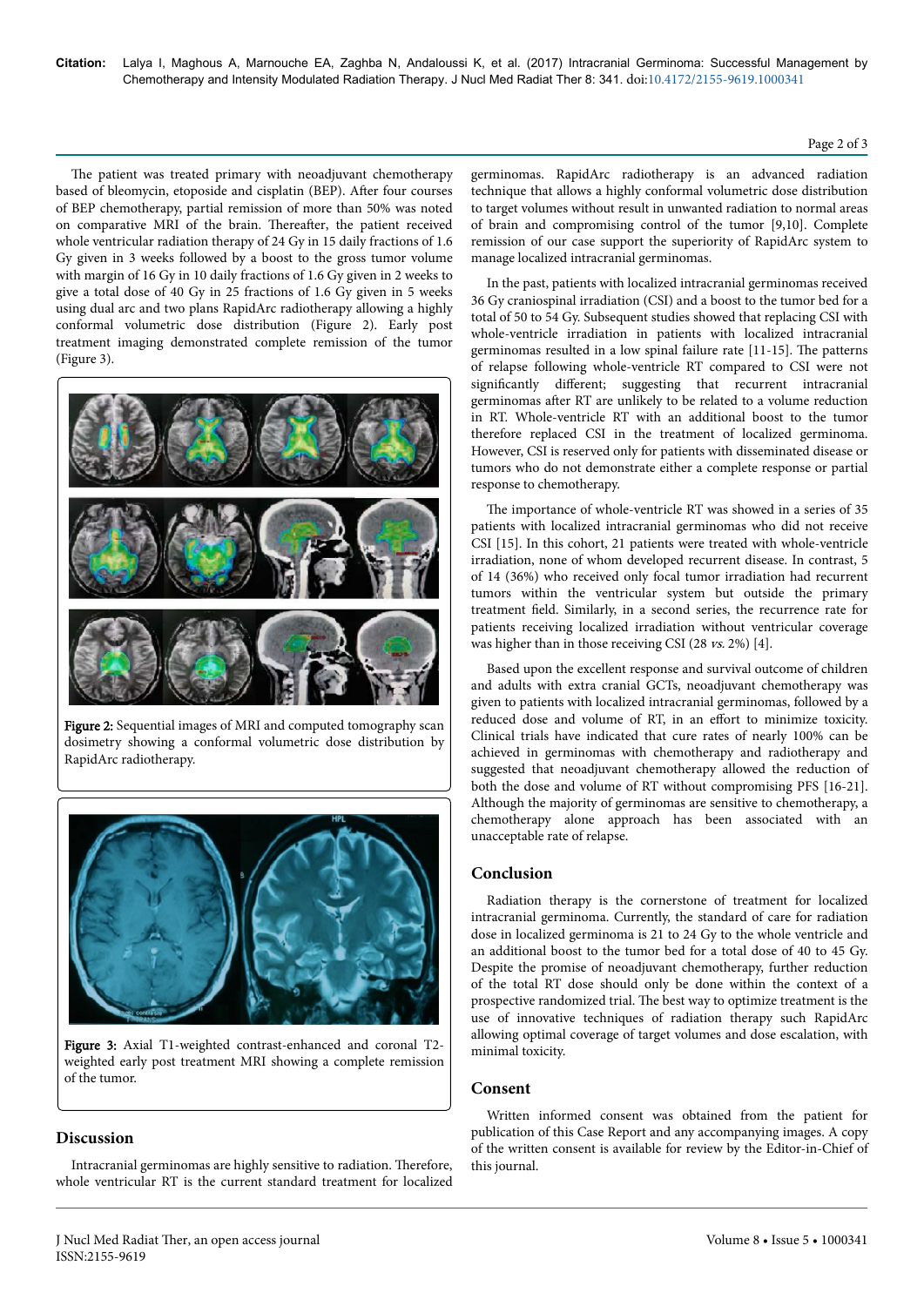The patient was treated primary with neoadjuvant chemotherapy based of bleomycin, etoposide and cisplatin (BEP). After four courses of BEP chemotherapy, partial remission of more than 50% was noted on comparative MRI of the brain. Thereafter, the patient received whole ventricular radiation therapy of 24 Gy in 15 daily fractions of 1.6 Gy given in 3 weeks followed by a boost to the gross tumor volume with margin of 16 Gy in 10 daily fractions of 1.6 Gy given in 2 weeks to give a total dose of 40 Gy in 25 fractions of 1.6 Gy given in 5 weeks using dual arc and two plans RapidArc radiotherapy allowing a highly conformal volumetric dose distribution (Figure 2). Early post treatment imaging demonstrated complete remission of the tumor (Figure 3).

**Figure 2:** Sequential images of MRI and computed tomography scan dosimetry showing a conformal volumetric dose distribution by RapidArc radiotherapy.

**Figure 3:** Axial T1-weighted contrast-enhanced and coronal T2-weighted early post treatment MRI showing a complete remission of the tumor.

## Discussion

Intracranial germinomas are highly sensitive to radiation. Therefore, whole ventricular RT is the current standard treatment for localized germinomas. RapidArc radiotherapy is an advanced radiation technique that allows a highly conformal volumetric dose distribution to target volumes without result in unwanted radiation to normal areas of brain and compromising control of the tumor [9,10]. Complete remission of our case support the superiority of RapidArc system to manage localized intracranial germinomas.

In the past, patients with localized intracranial germinomas received 36 Gy craniospinal irradiation (CSI) and a boost to the tumor bed for a total of 50 to 54 Gy. Subsequent studies showed that replacing CSI with whole-ventricle irradiation in patients with localized intracranial germinomas resulted in a low spinal failure rate [11-15]. The patterns of relapse following whole-ventricle RT compared to CSI were not significantly different; suggesting that recurrent intracranial germinomas after RT are unlikely to be related to a volume reduction in RT. Whole-ventricle RT with an additional boost to the tumor therefore replaced CSI in the treatment of localized germinoma. However, CSI is reserved only for patients with disseminated disease or tumors who do not demonstrate either a complete response or partial response to chemotherapy.

The importance of whole-ventricle RT was showed in a series of 35 patients with localized intracranial germinomas who did not receive CSI [15]. In this cohort, 21 patients were treated with whole-ventricle irradiation, none of whom developed recurrent disease. In contrast, 5 of 14 (36%) who received only focal tumor irradiation had recurrent tumors within the ventricular system but outside the primary treatment field. Similarly, in a second series, the recurrence rate for patients receiving localized irradiation without ventricular coverage was higher than in those receiving CSI (28 *vs.* 2%) [4].

Based upon the excellent response and survival outcome of children and adults with extra cranial GCTs, neoadjuvant chemotherapy was given to patients with localized intracranial germinomas, followed by a reduced dose and volume of RT, in an effort to minimize toxicity. Clinical trials have indicated that cure rates of nearly 100% can be achieved in germinomas with chemotherapy and radiotherapy and suggested that neoadjuvant chemotherapy allowed the reduction of both the dose and volume of RT without compromising PFS [16-21]. Although the majority of germinomas are sensitive to chemotherapy, a chemotherapy alone approach has been associated with an unacceptable rate of relapse.

## Conclusion

Radiation therapy is the cornerstone of treatment for localized intracranial germinoma. Currently, the standard of care for radiation dose in localized germinoma is 21 to 24 Gy to the whole ventricle and an additional boost to the tumor bed for a total dose of 40 to 45 Gy. Despite the promise of neoadjuvant chemotherapy, further reduction of the total RT dose should only be done within the context of a prospective randomized trial. The best way to optimize treatment is the use of innovative techniques of radiation therapy such RapidArc allowing optimal coverage of target volumes and dose escalation, with minimal toxicity.

## Consent

Written informed consent was obtained from the patient for publication of this Case Report and any accompanying images. A copy of the written consent is available for review by the Editor-in-Chief of this journal.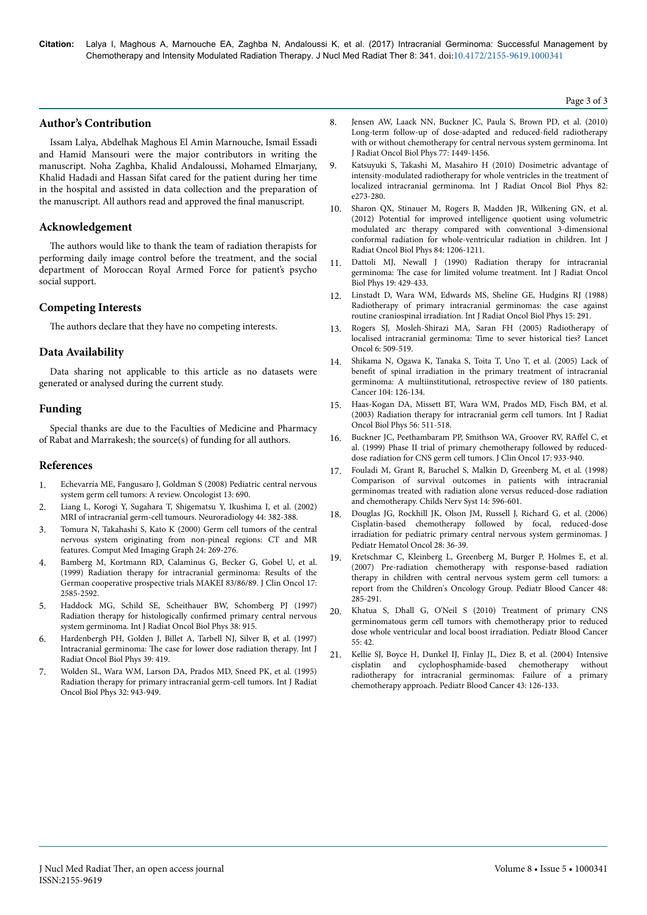## Author's Contribution

Issam Lalya, Abdelhak Maghous El Amin Marnouche, Ismail Essadi and Hamid Mansouri were the major contributors in writing the manuscript. Noha Zaghba, Khalid Andaloussi, Mohamed Elmarjany, Khalid Hadadi and Hassan Sifat cared for the patient during her time in the hospital and assisted in data collection and the preparation of the manuscript. All authors read and approved the final manuscript.

## Acknowledgement

The authors would like to thank the team of radiation therapists for performing daily image control before the treatment, and the social department of Moroccan Royal Armed Force for patient's psycho social support.

## Competing Interests

The authors declare that they have no competing interests.

## Data Availability

Data sharing not applicable to this article as no datasets were generated or analysed during the current study.

## Funding

Special thanks are due to the Faculties of Medicine and Pharmacy of Rabat and Marrakesh; the source(s) of funding for all authors.

## References

1. Echevarría ME, Fangusaro J, Goldman S (2008) Pediatric central nervous system germ cell tumors: A review. Oncologist 13: 690.
2. Liang L, Korogi Y, Sugahara T, Shigematsu Y, Ikushima I, et al. (2002) MRI of intracranial germ-cell tumours. Neuroradiology 44: 382-388.
3. Tomura N, Takahashi S, Kato K (2000) Germ cell tumors of the central nervous system originating from non-pineal regions: CT and MR features. Comput Med Imaging Graph 24: 269-276.
4. Bamberg M, Kortmann RD, Calaminus G, Becker G, Gobel U, et al. (1999) Radiation therapy for intracranial germinoma: Results of the German cooperative prospective trials MAKEI 83/86/89. J Clin Oncol 17: 2585-2592.
5. Haddock MG, Schild SE, Scheithauer BW, Schomberg PJ (1997) Radiation therapy for histologically confirmed primary central nervous system germinoma. Int J Radiat Oncol Biol Phys 38: 915.
6. Hardenbergh PH, Golden J, Billet A, Tarbell NJ, Silver B, et al. (1997) Intracranial germinoma: The case for lower dose radiation therapy. Int J Radiat Oncol Biol Phys 39: 419.
7. Wolden SL, Wara WM, Larson DA, Prados MD, Sneed PK, et al. (1995) Radiation therapy for primary intracranial germ-cell tumors. Int J Radiat Oncol Biol Phys 32: 943-949.
8. Jensen AW, Laack NN, Buckner JC, Paula S, Brown PD, et al. (2010) Long-term follow-up of dose-adapted and reduced-field radiotherapy with or without chemotherapy for central nervous system germinoma. Int J Radiat Oncol Biol Phys 77: 1449-1456.
9. Katsuyuki S, Takashi M, Masahiro H (2010) Dosimetric advantage of intensity-modulated radiotherapy for whole ventricles in the treatment of localized intracranial germinoma. Int J Radiat Oncol Biol Phys 82: e273-280.
10. Sharon QX, Stinauer M, Rogers B, Madden JR, Wilkening GN, et al. (2012) Potential for improved intelligence quotient using volumetric modulated arc therapy compared with conventional 3-dimensional conformal radiation for whole-ventricular radiation in children. Int J Radiat Oncol Biol Phys 84: 1206-1211.
11. Dattoli MJ, Newall J (1990) Radiation therapy for intracranial germinoma: The case for limited volume treatment. Int J Radiat Oncol Biol Phys 19: 429-433.
12. Linstadt D, Wara WM, Edwards MS, Sheline GE, Hudgins RJ (1988) Radiotherapy of primary intracranial germinomas: the case against routine craniospinal irradiation. Int J Radiat Oncol Biol Phys 15: 291.
13. Rogers SJ, Mosleh-Shirazi MA, Saran FH (2005) Radiotherapy of localised intracranial germinoma: Time to sever historical ties? Lancet Oncol 6: 509-519.
14. Shikama N, Ogawa K, Tanaka S, Toita T, Uno T, et al. (2005) Lack of benefit of spinal irradiation in the primary treatment of intracranial germinoma: A multiinstitutional, retrospective review of 180 patients. Cancer 104: 126-134.
15. Haas-Kogan DA, Missett BT, Wara WM, Prados MD, Fisch BM, et al. (2003) Radiation therapy for intracranial germ cell tumors. Int J Radiat Oncol Biol Phys 56: 511-518.
16. Buckner JC, Peethambaram PP, Smithson WA, Groover RV, RAffel C, et al. (1999) Phase II trial of primary chemotherapy followed by reduced-dose radiation for CNS germ cell tumors. J Clin Oncol 17: 933-940.
17. Fouladi M, Grant R, Baruchel S, Malkin D, Greenberg M, et al. (1998) Comparison of survival outcomes in patients with intracranial germinomas treated with radiation alone versus reduced-dose radiation and chemotherapy. Childs Nerv Syst 14: 596-601.
18. Douglas JG, Rockhill JK, Olson JM, Russell J, Richard G, et al. (2006) Cisplatin-based chemotherapy followed by focal, reduced-dose irradiation for pediatric primary central nervous system germinomas. J Pediatr Hematol Oncol 28: 36-39.
19. Kretschmar C, Kleinberg L, Greenberg M, Burger P, Holmes E, et al. (2007) Pre-radiation chemotherapy with response-based radiation therapy in children with central nervous system germ cell tumors: a report from the Children's Oncology Group. Pediatr Blood Cancer 48: 285-291.
20. Khatua S, Dhall G, O'Neil S (2010) Treatment of primary CNS germinomatous germ cell tumors with chemotherapy prior to reduced dose whole ventricular and local boost irradiation. Pediatr Blood Cancer 55: 42.
21. Kellie SJ, Boyce H, Dunkel IJ, Finlay JL, Diez B, et al. (2004) Intensive cisplatin and cyclophosphamide-based chemotherapy without radiotherapy for intracranial germinomas: Failure of a primary chemotherapy approach. Pediatr Blood Cancer 43: 126-133.